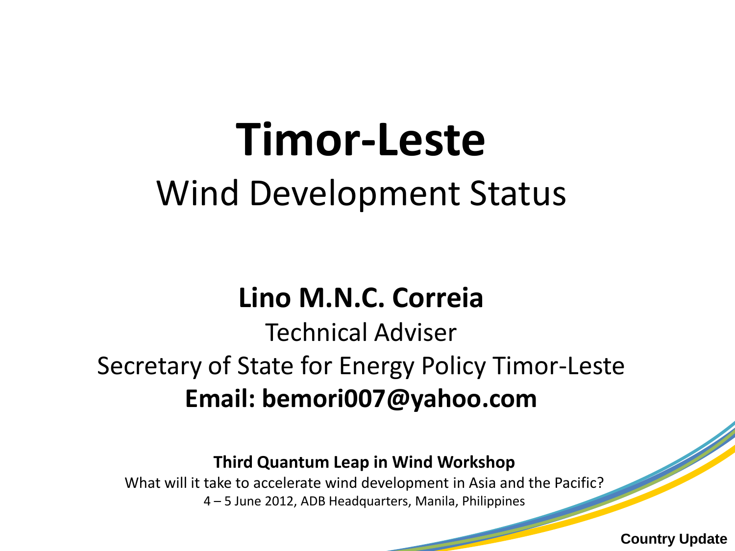# Timor-Leste

## Wind Development Status

**Lino M.N.C. Correia**

Technical Adviser

Secretary of State for Energy Policy Timor-Leste

**Email: bemori007@yahoo.com**

**Third Quantum Leap in Wind Workshop**

What will it take to accelerate wind development in Asia and the Pacific?

4 – 5 June 2012, ADB Headquarters, Manila, Philippines

**Country Update**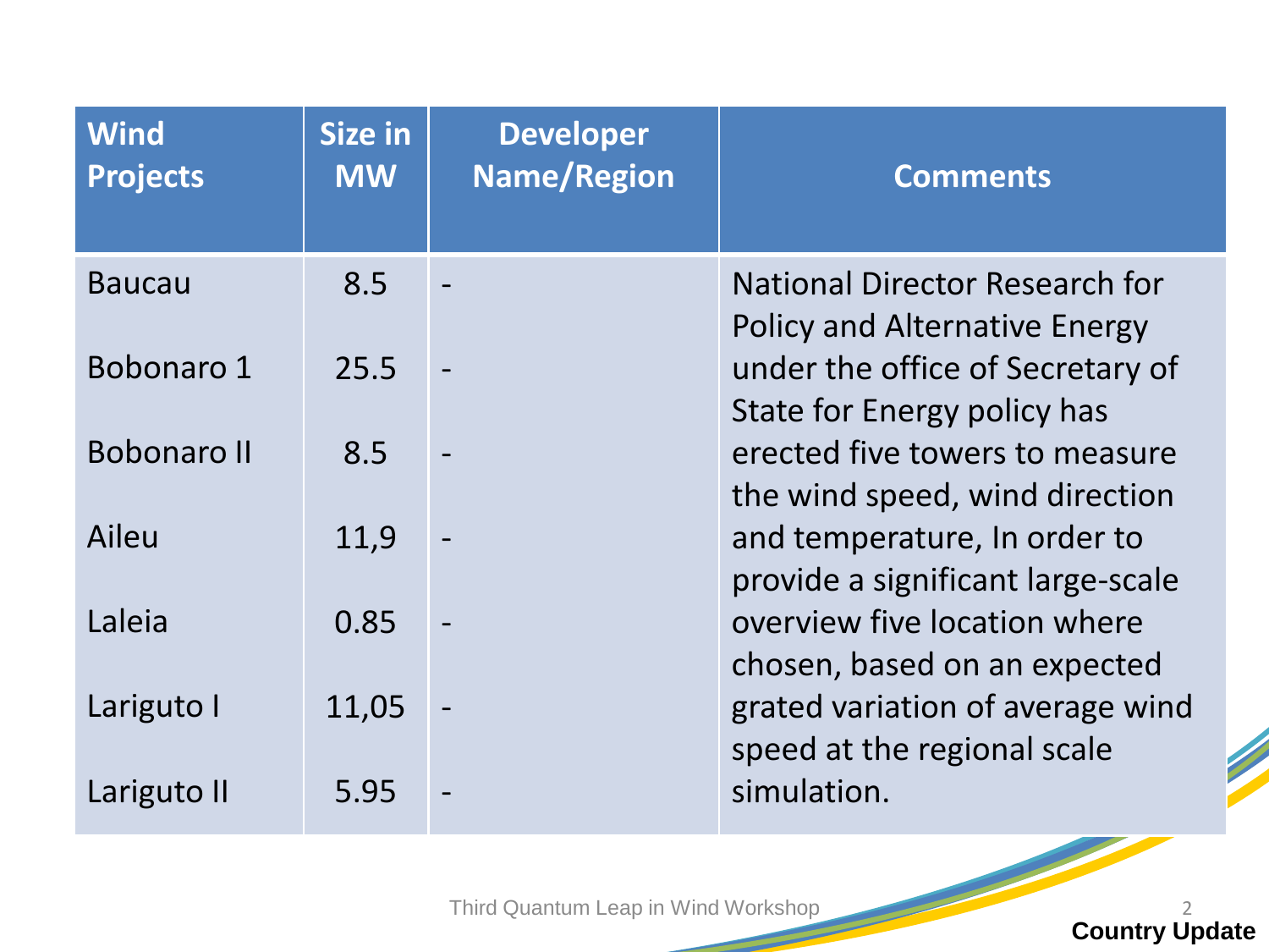| Wind Projects | Size in MW | Developer Name/Region | Comments |
|---|---|---|---|
| Baucau | 8.5 | - | National Director Research for Policy and Alternative Energy under the office of Secretary of State for Energy policy has erected five towers to measure the wind speed, wind direction and temperature, In order to provide a significant large-scale overview five location where chosen, based on an expected grated variation of average wind speed at the regional scale simulation. |
| Bobonaro 1 | 25.5 | - | |
| Bobonaro II | 8.5 | - | |
| Aileu | 11,9 | - | |
| Laleia | 0.85 | - | |
| Lariguto I | 11,05 | - | |
| Lariguto II | 5.95 | - | |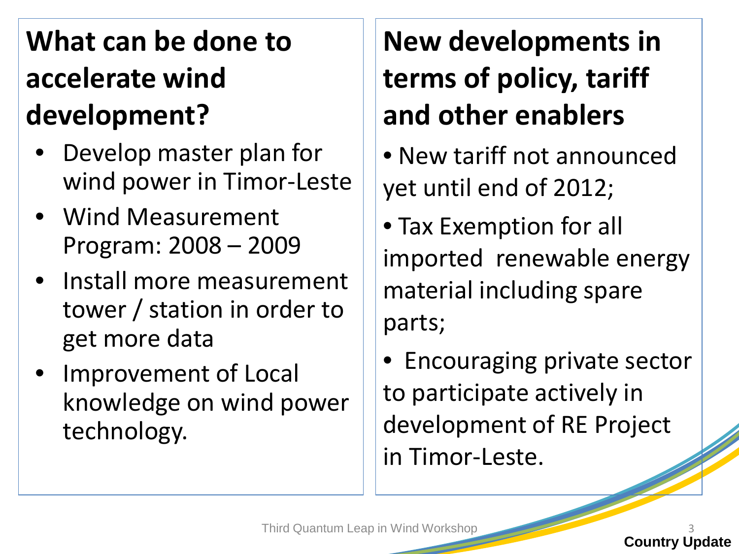## What can be done to accelerate wind development?

- Develop master plan for wind power in Timor-Leste
- Wind Measurement Program: 2008 – 2009
- Install more measurement tower / station in order to get more data
- Improvement of Local knowledge on wind power technology.

## New developments in terms of policy, tariff and other enablers

- New tariff not announced yet until end of 2012;
- Tax Exemption for all imported renewable energy material including spare parts;
- Encouraging private sector to participate actively in development of RE Project in Timor-Leste.